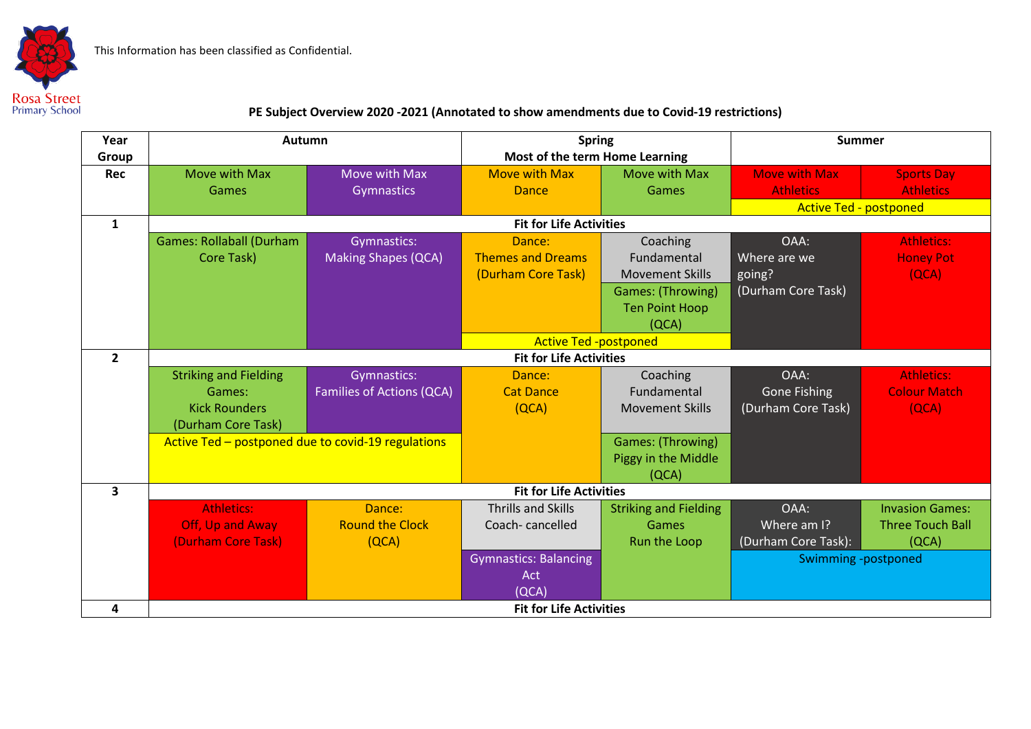Rosa Street Primary School

This Information has been classified as Confidential.

**PE Subject Overview 2020 -2021 (Annotated to show amendments due to Covid-19 restrictions)**

| Year Group | Autumn | | Spring<br>Most of the term Home Learning | | Summer | |
|---|---|---|---|---|---|---|
| Rec | Move with Max<br>Games | Move with Max<br>Gymnastics | Move with Max<br>Dance | Move with Max<br>Games | Move with Max<br>Athletics | Sports Day<br>Athletics |
| | | | | | Active Ted - postponed | |
| 1 | Fit for Life Activities | | | | | |
| | Games: Rollaball (Durham Core Task) | Gymnastics:<br>Making Shapes (QCA) | Dance:<br>Themes and Dreams<br>(Durham Core Task) | Coaching Fundamental Movement Skills<br>Games: (Throwing)<br>Ten Point Hoop<br>(QCA) | OAA:<br>Where are we going?<br>(Durham Core Task) | Athletics:<br>Honey Pot<br>(QCA) |
| | | | Active Ted -postponed | | | |
| 2 | Fit for Life Activities | | | | | |
| | Striking and Fielding Games:<br>Kick Rounders<br>(Durham Core Task) | Gymnastics:<br>Families of Actions (QCA) | Dance:<br>Cat Dance<br>(QCA) | Coaching Fundamental Movement Skills<br>Games: (Throwing)<br>Piggy in the Middle<br>(QCA) | OAA:<br>Gone Fishing<br>(Durham Core Task) | Athletics:<br>Colour Match<br>(QCA) |
| | Active Ted – postponed due to covid-19 regulations | | | | | |
| 3 | Fit for Life Activities | | | | | |
| | Athletics:<br>Off, Up and Away<br>(Durham Core Task) | Dance:<br>Round the Clock<br>(QCA) | Thrills and Skills Coach- cancelled<br>Gymnastics: Balancing Act<br>(QCA) | Striking and Fielding Games<br>Run the Loop | OAA:<br>Where am I?<br>(Durham Core Task): | Invasion Games:<br>Three Touch Ball<br>(QCA) |
| | | | | | Swimming -postponed | |
| 4 | Fit for Life Activities | | | | | |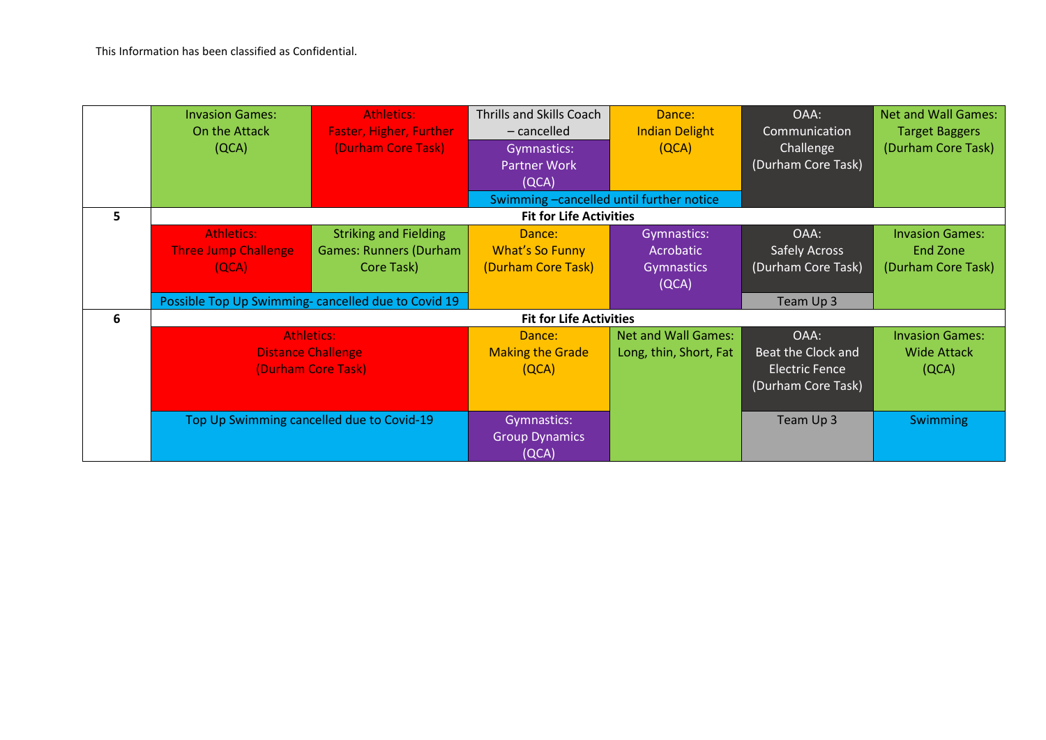This Information has been classified as Confidential.

| | | | | | | |
|---|---|---|---|---|---|---|
| | Invasion Games: On the Attack (QCA) | Athletics: Faster, Higher, Further (Durham Core Task) | Thrills and Skills Coach – cancelled<br>Gymnastics: Partner Work (QCA) | Dance: Indian Delight (QCA) | OAA: Communication Challenge (Durham Core Task) | Net and Wall Games: Target Baggers (Durham Core Task) |
| | | | Swimming –cancelled until further notice | | | |
| **5** | **Fit for Life Activities** | | | | | |
| | Athletics: Three Jump Challenge (QCA) | Striking and Fielding Games: Runners (Durham Core Task) | Dance: What's So Funny (Durham Core Task) | Gymnastics: Acrobatic Gymnastics (QCA) | OAA: Safely Across (Durham Core Task) | Invasion Games: End Zone (Durham Core Task) |
| | Possible Top Up Swimming- cancelled due to Covid 19 | | | | Team Up 3 | |
| **6** | **Fit for Life Activities** | | | | | |
| | Athletics: Distance Challenge (Durham Core Task) | | Dance: Making the Grade (QCA) | Net and Wall Games: Long, thin, Short, Fat | OAA: Beat the Clock and Electric Fence (Durham Core Task) | Invasion Games: Wide Attack (QCA) |
| | Top Up Swimming cancelled due to Covid-19 | | Gymnastics: Group Dynamics (QCA) | | Team Up 3 | Swimming |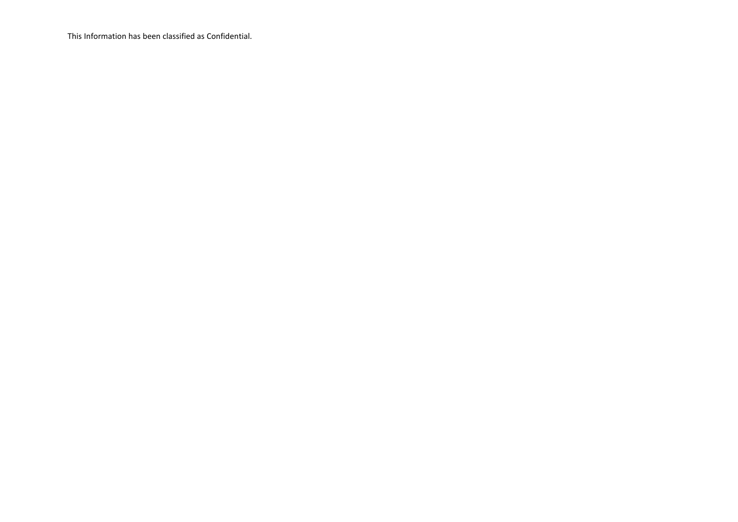This Information has been classified as Confidential.